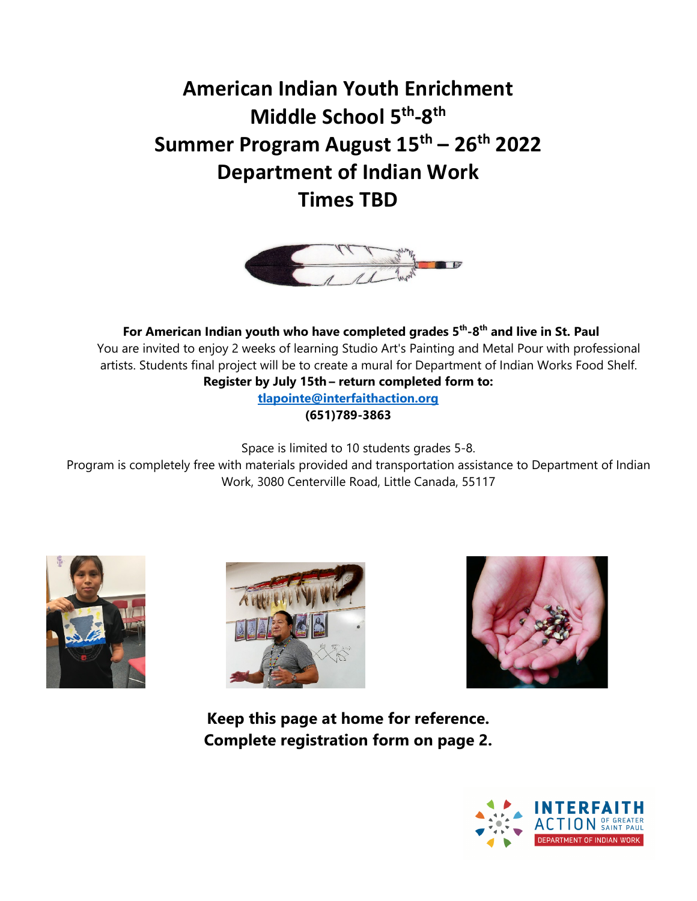# American Indian Youth Enrichment
# Middle School 5th-8th
# Summer Program August 15th – 26th 2022
# Department of Indian Work
# Times TBD

**For American Indian youth who have completed grades 5th-8th and live in St. Paul**

You are invited to enjoy 2 weeks of learning Studio Art's Painting and Metal Pour with professional artists. Students final project will be to create a mural for Department of Indian Works Food Shelf.

**Register by July 15th – return completed form to:**

**[tlapointe@interfaithaction.org](mailto:tlapointe@interfaithaction.org)**

**(651)789-3863**

Space is limited to 10 students grades 5-8.

Program is completely free with materials provided and transportation assistance to Department of Indian Work, 3080 Centerville Road, Little Canada, 55117

**Keep this page at home for reference.**
**Complete registration form on page 2.**

INTERFAITH ACTION OF GREATER SAINT PAUL
DEPARTMENT OF INDIAN WORK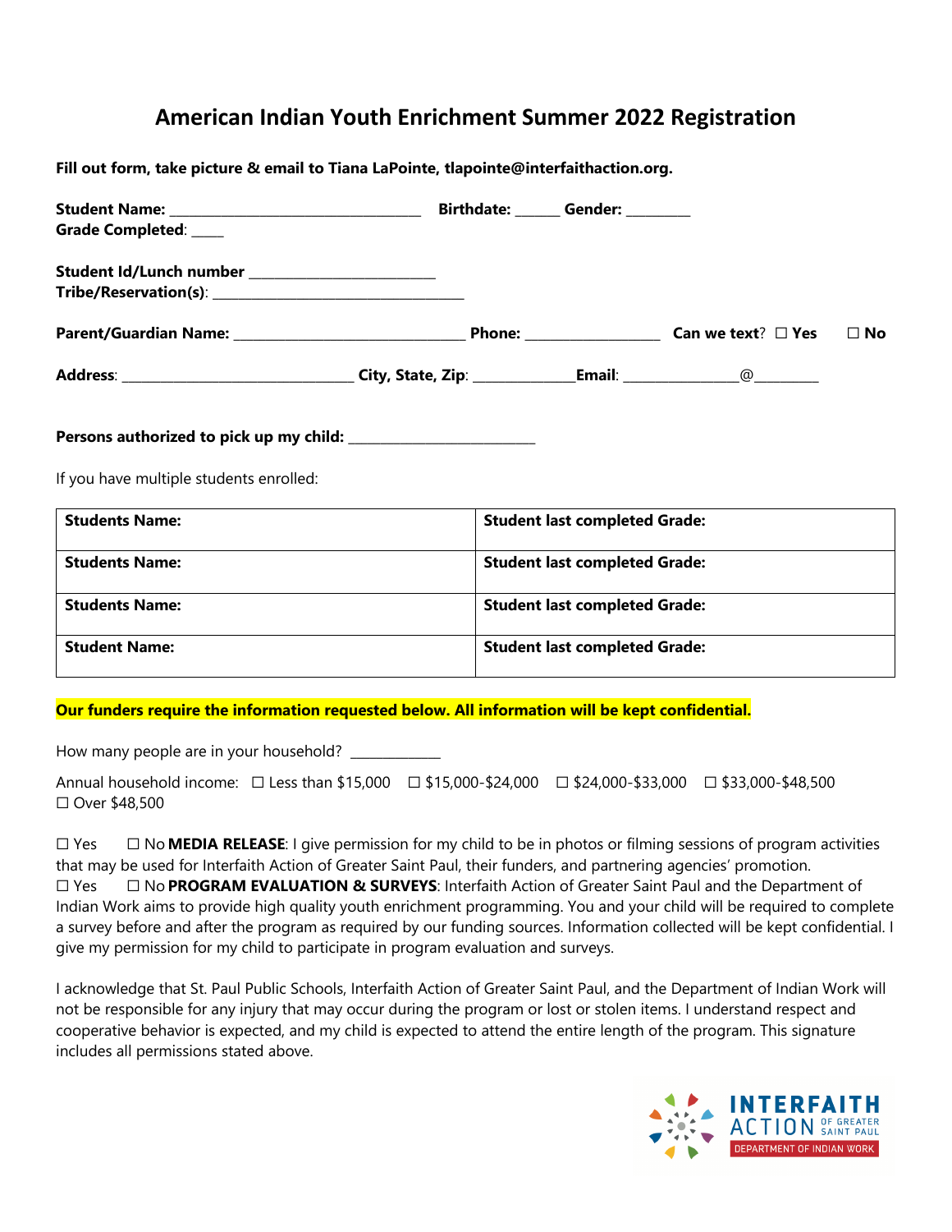# American Indian Youth Enrichment Summer 2022 Registration

**Fill out form, take picture & email to Tiana LaPointe, tlapointe@interfaithaction.org.**

**Student Name:** ________________________________ **Birthdate:** ______ **Gender:** ________
**Grade Completed**: ____

**Student Id/Lunch number** ________________________
**Tribe/Reservation(s)**: ________________________________

**Parent/Guardian Name:** ______________________________ **Phone:** _________________ **Can we text**? ☐ **Yes** ☐ **No**

**Address**: ______________________________ **City, State, Zip**: _____________ **Email**: _______________@________

**Persons authorized to pick up my child:** ________________________

If you have multiple students enrolled:

| **Students Name:** | **Student last completed Grade:** |
|---|---|
| **Students Name:** | **Student last completed Grade:** |
| **Students Name:** | **Student last completed Grade:** |
| **Student Name:** | **Student last completed Grade:** |

**Our funders require the information requested below. All information will be kept confidential.**

How many people are in your household? ____________

Annual household income: ☐ Less than $15,000 ☐ $15,000-$24,000 ☐ $24,000-$33,000 ☐ $33,000-$48,500 ☐ Over $48,500

☐ Yes ☐ No **MEDIA RELEASE**: I give permission for my child to be in photos or filming sessions of program activities that may be used for Interfaith Action of Greater Saint Paul, their funders, and partnering agencies' promotion.
☐ Yes ☐ No **PROGRAM EVALUATION & SURVEYS**: Interfaith Action of Greater Saint Paul and the Department of Indian Work aims to provide high quality youth enrichment programming. You and your child will be required to complete a survey before and after the program as required by our funding sources. Information collected will be kept confidential. I give my permission for my child to participate in program evaluation and surveys.

I acknowledge that St. Paul Public Schools, Interfaith Action of Greater Saint Paul, and the Department of Indian Work will not be responsible for any injury that may occur during the program or lost or stolen items. I understand respect and cooperative behavior is expected, and my child is expected to attend the entire length of the program. This signature includes all permissions stated above.

INTERFAITH ACTION OF GREATER SAINT PAUL
DEPARTMENT OF INDIAN WORK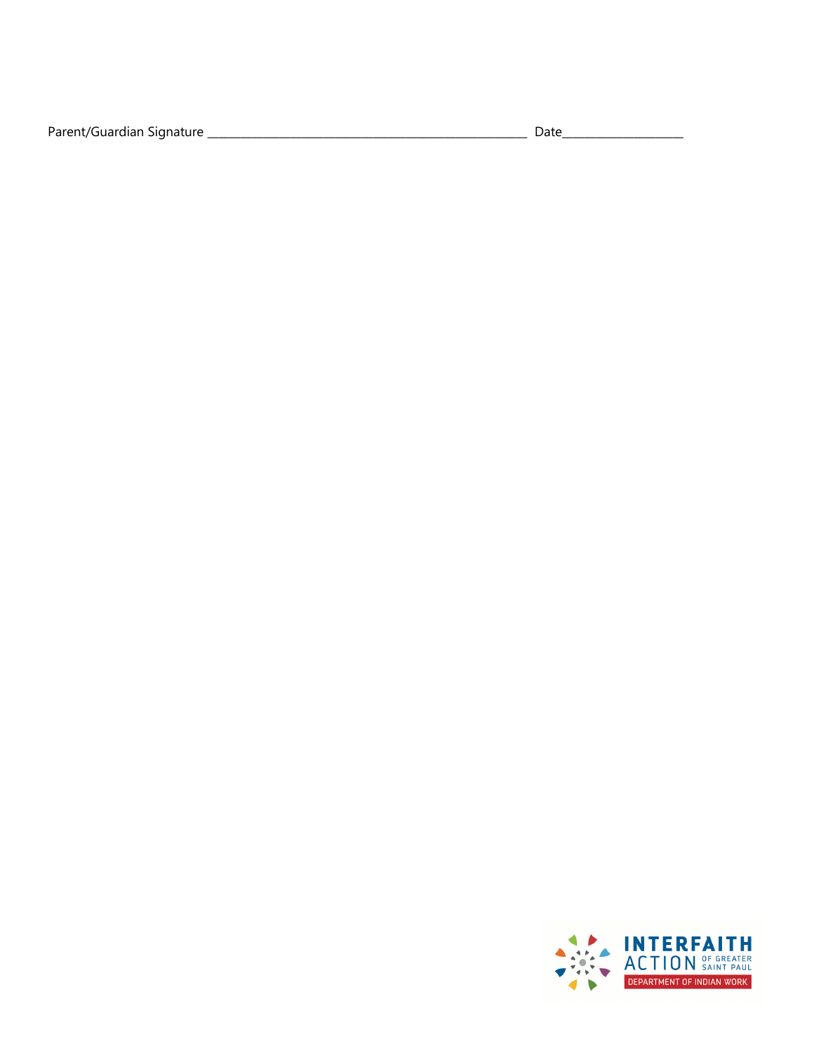Parent/Guardian Signature ________________________________________________________ Date____________________

INTERFAITH ACTION OF GREATER SAINT PAUL

DEPARTMENT OF INDIAN WORK